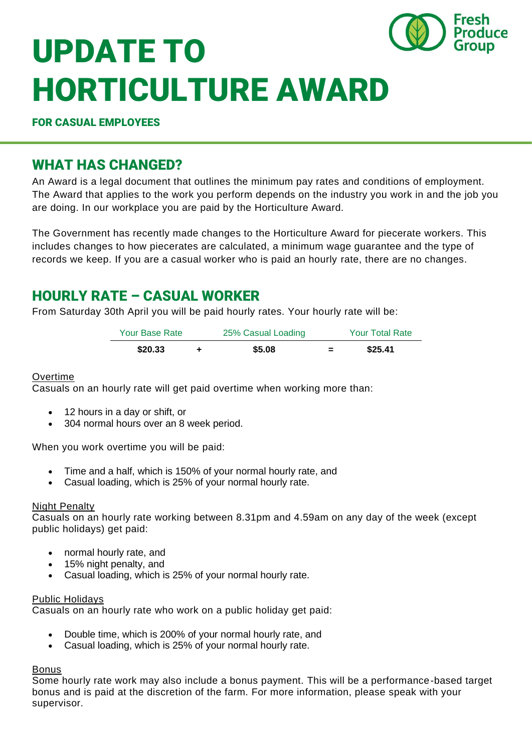Fresh Produce Group

# UPDATE TO HORTICULTURE AWARD

**FOR CASUAL EMPLOYEES**

## WHAT HAS CHANGED?

An Award is a legal document that outlines the minimum pay rates and conditions of employment. The Award that applies to the work you perform depends on the industry you work in and the job you are doing. In our workplace you are paid by the Horticulture Award.

The Government has recently made changes to the Horticulture Award for piecerate workers. This includes changes to how piecerates are calculated, a minimum wage guarantee and the type of records we keep. If you are a casual worker who is paid an hourly rate, there are no changes.

## HOURLY RATE – CASUAL WORKER

From Saturday 30th April you will be paid hourly rates. Your hourly rate will be:

| Your Base Rate | | 25% Casual Loading | | Your Total Rate |
|---|---|---|---|---|
| **$20.33** | **+** | **$5.08** | **=** | **$25.41** |

Overtime

Casuals on an hourly rate will get paid overtime when working more than:

- 12 hours in a day or shift, or
- 304 normal hours over an 8 week period.

When you work overtime you will be paid:

- Time and a half, which is 150% of your normal hourly rate, and
- Casual loading, which is 25% of your normal hourly rate.

Night Penalty

Casuals on an hourly rate working between 8.31pm and 4.59am on any day of the week (except public holidays) get paid:

- normal hourly rate, and
- 15% night penalty, and
- Casual loading, which is 25% of your normal hourly rate.

Public Holidays

Casuals on an hourly rate who work on a public holiday get paid:

- Double time, which is 200% of your normal hourly rate, and
- Casual loading, which is 25% of your normal hourly rate.

Bonus

Some hourly rate work may also include a bonus payment. This will be a performance-based target bonus and is paid at the discretion of the farm. For more information, please speak with your supervisor.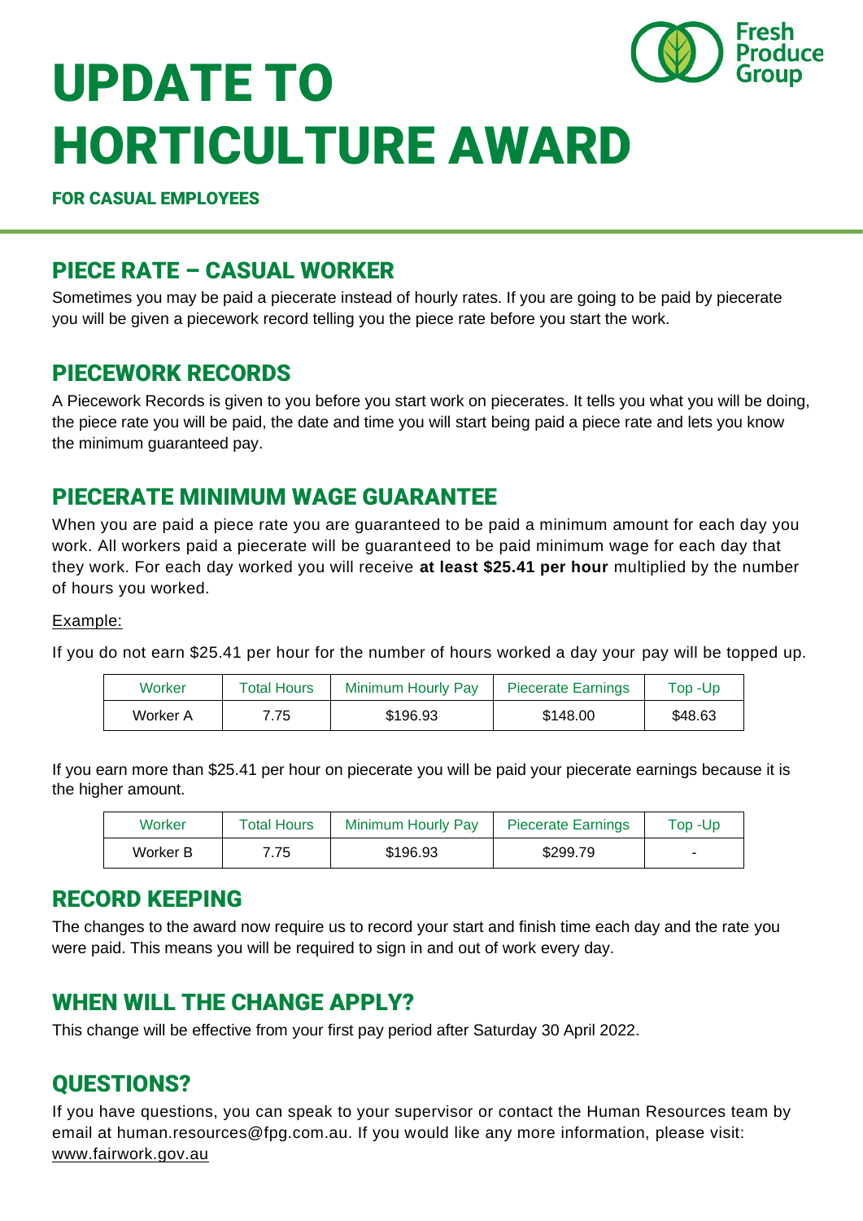# UPDATE TO HORTICULTURE AWARD

**FOR CASUAL EMPLOYEES**

## PIECE RATE – CASUAL WORKER

Sometimes you may be paid a piecerate instead of hourly rates. If you are going to be paid by piecerate you will be given a piecework record telling you the piece rate before you start the work.

## PIECEWORK RECORDS

A Piecework Records is given to you before you start work on piecerates. It tells you what you will be doing, the piece rate you will be paid, the date and time you will start being paid a piece rate and lets you know the minimum guaranteed pay.

## PIECERATE MINIMUM WAGE GUARANTEE

When you are paid a piece rate you are guaranteed to be paid a minimum amount for each day you work. All workers paid a piecerate will be guaranteed to be paid minimum wage for each day that they work. For each day worked you will receive **at least $25.41 per hour** multiplied by the number of hours you worked.

Example:

If you do not earn $25.41 per hour for the number of hours worked a day your pay will be topped up.

| Worker | Total Hours | Minimum Hourly Pay | Piecerate Earnings | Top -Up |
|---|---|---|---|---|
| Worker A | 7.75 | $196.93 | $148.00 | $48.63 |

If you earn more than $25.41 per hour on piecerate you will be paid your piecerate earnings because it is the higher amount.

| Worker | Total Hours | Minimum Hourly Pay | Piecerate Earnings | Top -Up |
|---|---|---|---|---|
| Worker B | 7.75 | $196.93 | $299.79 | - |

## RECORD KEEPING

The changes to the award now require us to record your start and finish time each day and the rate you were paid. This means you will be required to sign in and out of work every day.

## WHEN WILL THE CHANGE APPLY?

This change will be effective from your first pay period after Saturday 30 April 2022.

## QUESTIONS?

If you have questions, you can speak to your supervisor or contact the Human Resources team by email at human.resources@fpg.com.au. If you would like any more information, please visit: www.fairwork.gov.au